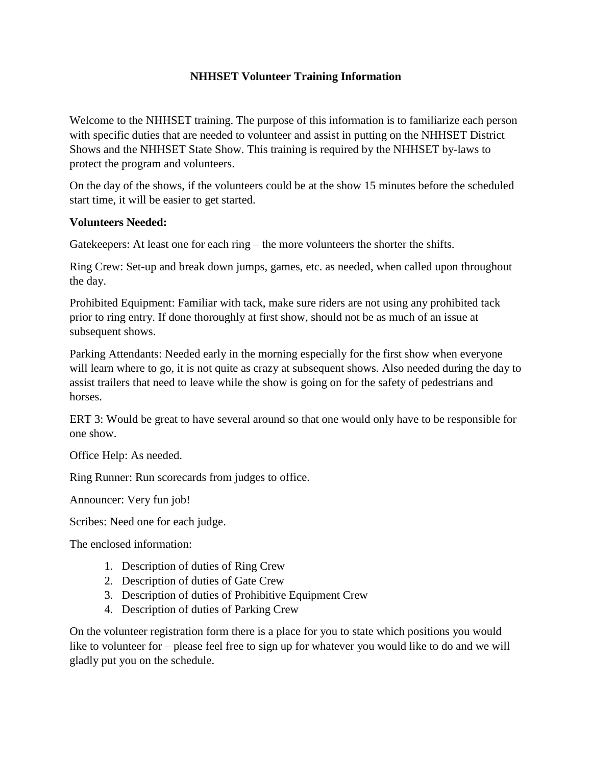# NHHSET Volunteer Training Information

Welcome to the NHHSET training. The purpose of this information is to familiarize each person with specific duties that are needed to volunteer and assist in putting on the NHHSET District Shows and the NHHSET State Show. This training is required by the NHHSET by-laws to protect the program and volunteers.

On the day of the shows, if the volunteers could be at the show 15 minutes before the scheduled start time, it will be easier to get started.

**Volunteers Needed:**

Gatekeepers: At least one for each ring – the more volunteers the shorter the shifts.

Ring Crew: Set-up and break down jumps, games, etc. as needed, when called upon throughout the day.

Prohibited Equipment: Familiar with tack, make sure riders are not using any prohibited tack prior to ring entry. If done thoroughly at first show, should not be as much of an issue at subsequent shows.

Parking Attendants: Needed early in the morning especially for the first show when everyone will learn where to go, it is not quite as crazy at subsequent shows. Also needed during the day to assist trailers that need to leave while the show is going on for the safety of pedestrians and horses.

ERT 3: Would be great to have several around so that one would only have to be responsible for one show.

Office Help: As needed.

Ring Runner: Run scorecards from judges to office.

Announcer: Very fun job!

Scribes: Need one for each judge.

The enclosed information:

1. Description of duties of Ring Crew
2. Description of duties of Gate Crew
3. Description of duties of Prohibitive Equipment Crew
4. Description of duties of Parking Crew

On the volunteer registration form there is a place for you to state which positions you would like to volunteer for – please feel free to sign up for whatever you would like to do and we will gladly put you on the schedule.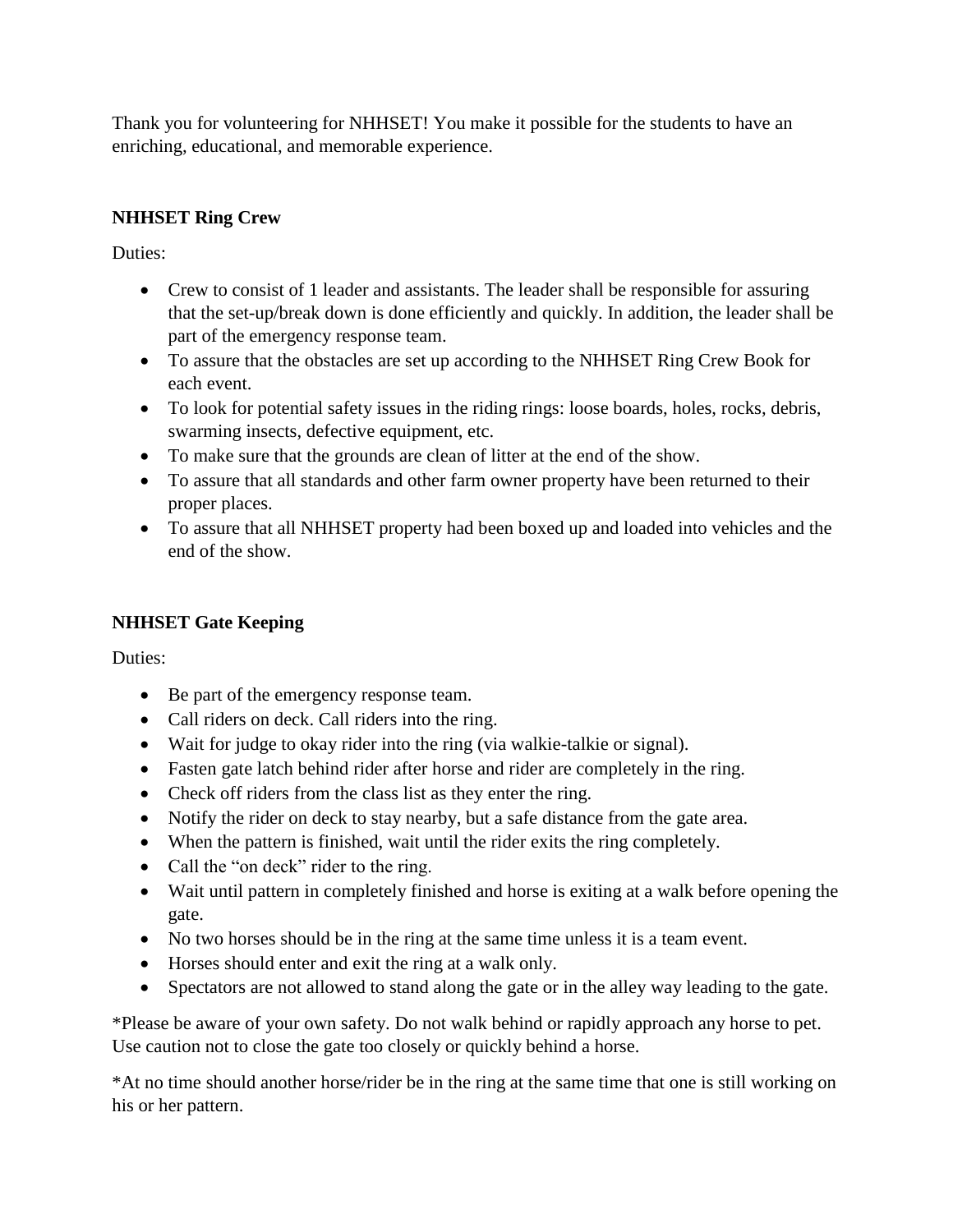Thank you for volunteering for NHHSET! You make it possible for the students to have an enriching, educational, and memorable experience.

**NHHSET Ring Crew**

Duties:

- Crew to consist of 1 leader and assistants. The leader shall be responsible for assuring that the set-up/break down is done efficiently and quickly. In addition, the leader shall be part of the emergency response team.
- To assure that the obstacles are set up according to the NHHSET Ring Crew Book for each event.
- To look for potential safety issues in the riding rings: loose boards, holes, rocks, debris, swarming insects, defective equipment, etc.
- To make sure that the grounds are clean of litter at the end of the show.
- To assure that all standards and other farm owner property have been returned to their proper places.
- To assure that all NHHSET property had been boxed up and loaded into vehicles and the end of the show.

**NHHSET Gate Keeping**

Duties:

- Be part of the emergency response team.
- Call riders on deck. Call riders into the ring.
- Wait for judge to okay rider into the ring (via walkie-talkie or signal).
- Fasten gate latch behind rider after horse and rider are completely in the ring.
- Check off riders from the class list as they enter the ring.
- Notify the rider on deck to stay nearby, but a safe distance from the gate area.
- When the pattern is finished, wait until the rider exits the ring completely.
- Call the "on deck" rider to the ring.
- Wait until pattern in completely finished and horse is exiting at a walk before opening the gate.
- No two horses should be in the ring at the same time unless it is a team event.
- Horses should enter and exit the ring at a walk only.
- Spectators are not allowed to stand along the gate or in the alley way leading to the gate.

*Please be aware of your own safety. Do not walk behind or rapidly approach any horse to pet. Use caution not to close the gate too closely or quickly behind a horse.

*At no time should another horse/rider be in the ring at the same time that one is still working on his or her pattern.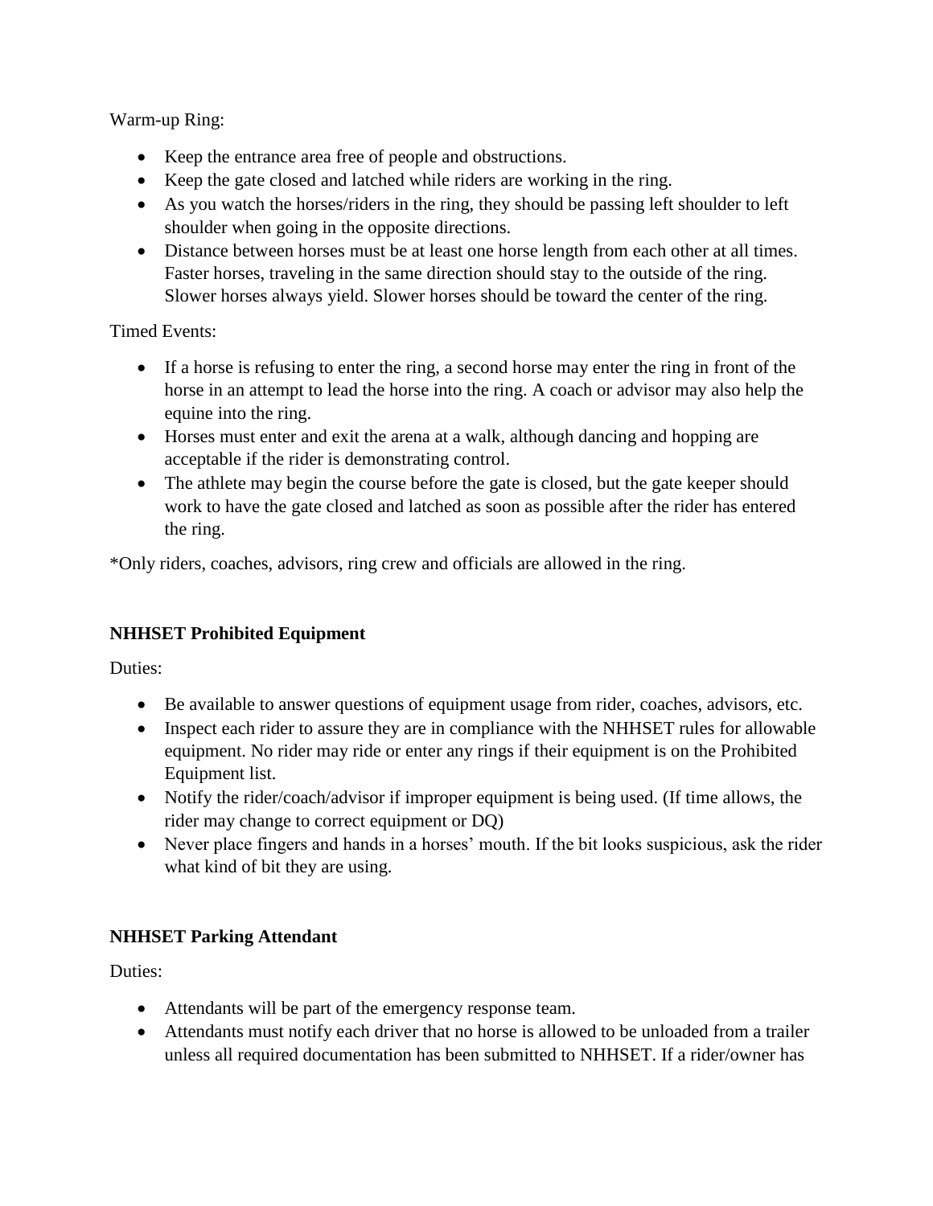Warm-up Ring:

- Keep the entrance area free of people and obstructions.
- Keep the gate closed and latched while riders are working in the ring.
- As you watch the horses/riders in the ring, they should be passing left shoulder to left shoulder when going in the opposite directions.
- Distance between horses must be at least one horse length from each other at all times. Faster horses, traveling in the same direction should stay to the outside of the ring. Slower horses always yield. Slower horses should be toward the center of the ring.

Timed Events:

- If a horse is refusing to enter the ring, a second horse may enter the ring in front of the horse in an attempt to lead the horse into the ring. A coach or advisor may also help the equine into the ring.
- Horses must enter and exit the arena at a walk, although dancing and hopping are acceptable if the rider is demonstrating control.
- The athlete may begin the course before the gate is closed, but the gate keeper should work to have the gate closed and latched as soon as possible after the rider has entered the ring.

*Only riders, coaches, advisors, ring crew and officials are allowed in the ring.

**NHHSET Prohibited Equipment**

Duties:

- Be available to answer questions of equipment usage from rider, coaches, advisors, etc.
- Inspect each rider to assure they are in compliance with the NHHSET rules for allowable equipment. No rider may ride or enter any rings if their equipment is on the Prohibited Equipment list.
- Notify the rider/coach/advisor if improper equipment is being used. (If time allows, the rider may change to correct equipment or DQ)
- Never place fingers and hands in a horses' mouth. If the bit looks suspicious, ask the rider what kind of bit they are using.

**NHHSET Parking Attendant**

Duties:

- Attendants will be part of the emergency response team.
- Attendants must notify each driver that no horse is allowed to be unloaded from a trailer unless all required documentation has been submitted to NHHSET. If a rider/owner has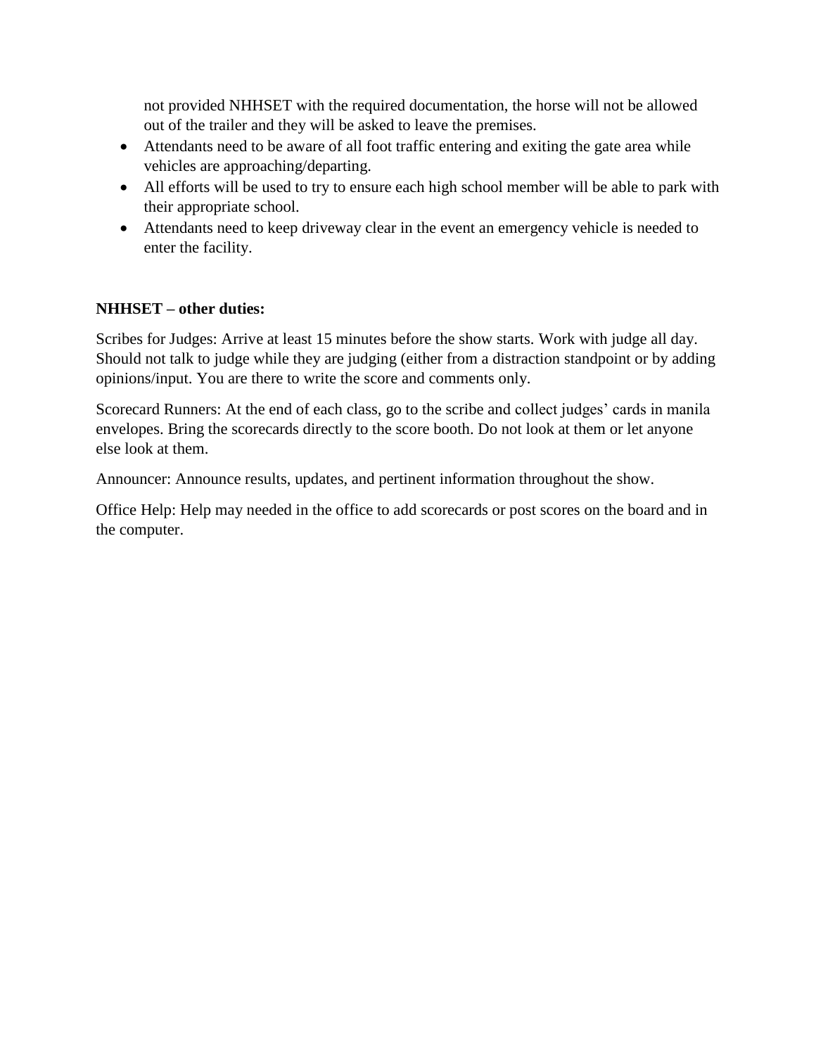not provided NHHSET with the required documentation, the horse will not be allowed out of the trailer and they will be asked to leave the premises.

- Attendants need to be aware of all foot traffic entering and exiting the gate area while vehicles are approaching/departing.
- All efforts will be used to try to ensure each high school member will be able to park with their appropriate school.
- Attendants need to keep driveway clear in the event an emergency vehicle is needed to enter the facility.

**NHHSET – other duties:**

Scribes for Judges: Arrive at least 15 minutes before the show starts. Work with judge all day. Should not talk to judge while they are judging (either from a distraction standpoint or by adding opinions/input. You are there to write the score and comments only.

Scorecard Runners: At the end of each class, go to the scribe and collect judges' cards in manila envelopes. Bring the scorecards directly to the score booth. Do not look at them or let anyone else look at them.

Announcer: Announce results, updates, and pertinent information throughout the show.

Office Help: Help may needed in the office to add scorecards or post scores on the board and in the computer.